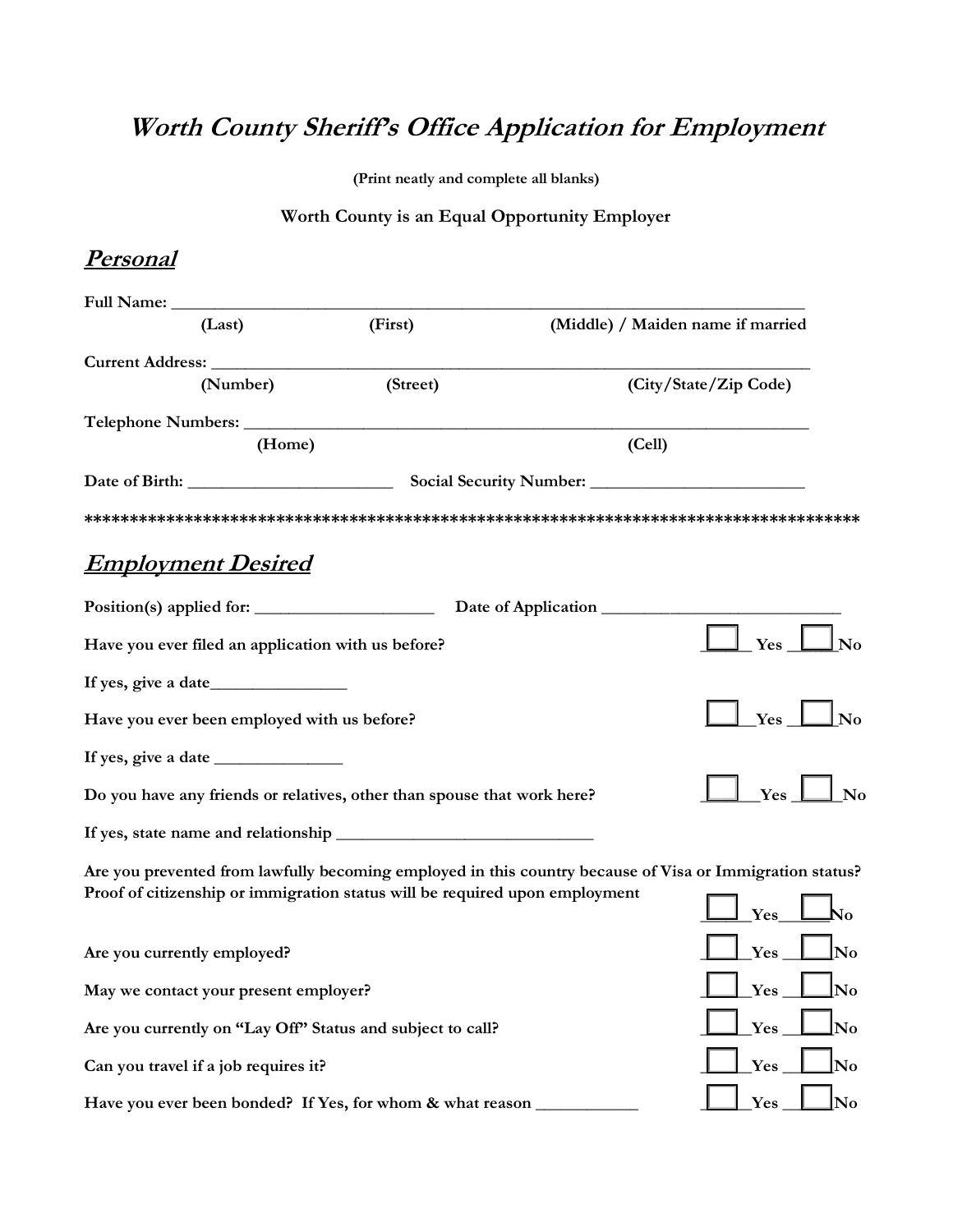# *Worth County Sheriff's Office Application for Employment*

**(Print neatly and complete all blanks)**

**Worth County is an Equal Opportunity Employer**

## ***Personal***

**Full Name:** ______________________________________________________________________

**(Last)** **(First)** **(Middle) / Maiden name if married**

**Current Address:** ___________________________________________________________________

**(Number)** **(Street)** **(City/State/Zip Code)**

**Telephone Numbers:** _______________________________________________________________

**(Home)** **(Cell)**

**Date of Birth:** ______________________ **Social Security Number:** ______________________

**************************************************************************************

## ***Employment Desired***

**Position(s) applied for:** ____________________ **Date of Application** __________________________

**Have you ever filed an application with us before?** ☐ **Yes** ☐ **No**

**If yes, give a date**_______________

**Have you ever been employed with us before?** ☐ **Yes** ☐ **No**

**If yes, give a date** ______________

**Do you have any friends or relatives, other than spouse that work here?** ☐ **Yes** ☐ **No**

**If yes, state name and relationship** ____________________________

**Are you prevented from lawfully becoming employed in this country because of Visa or Immigration status? Proof of citizenship or immigration status will be required upon employment** ☐ **Yes** ☐ **No**

**Are you currently employed?** ☐ **Yes** ☐ **No**

**May we contact your present employer?** ☐ **Yes** ☐ **No**

**Are you currently on "Lay Off" Status and subject to call?** ☐ **Yes** ☐ **No**

**Can you travel if a job requires it?** ☐ **Yes** ☐ **No**

**Have you ever been bonded? If Yes, for whom & what reason** ___________ ☐ **Yes** ☐ **No**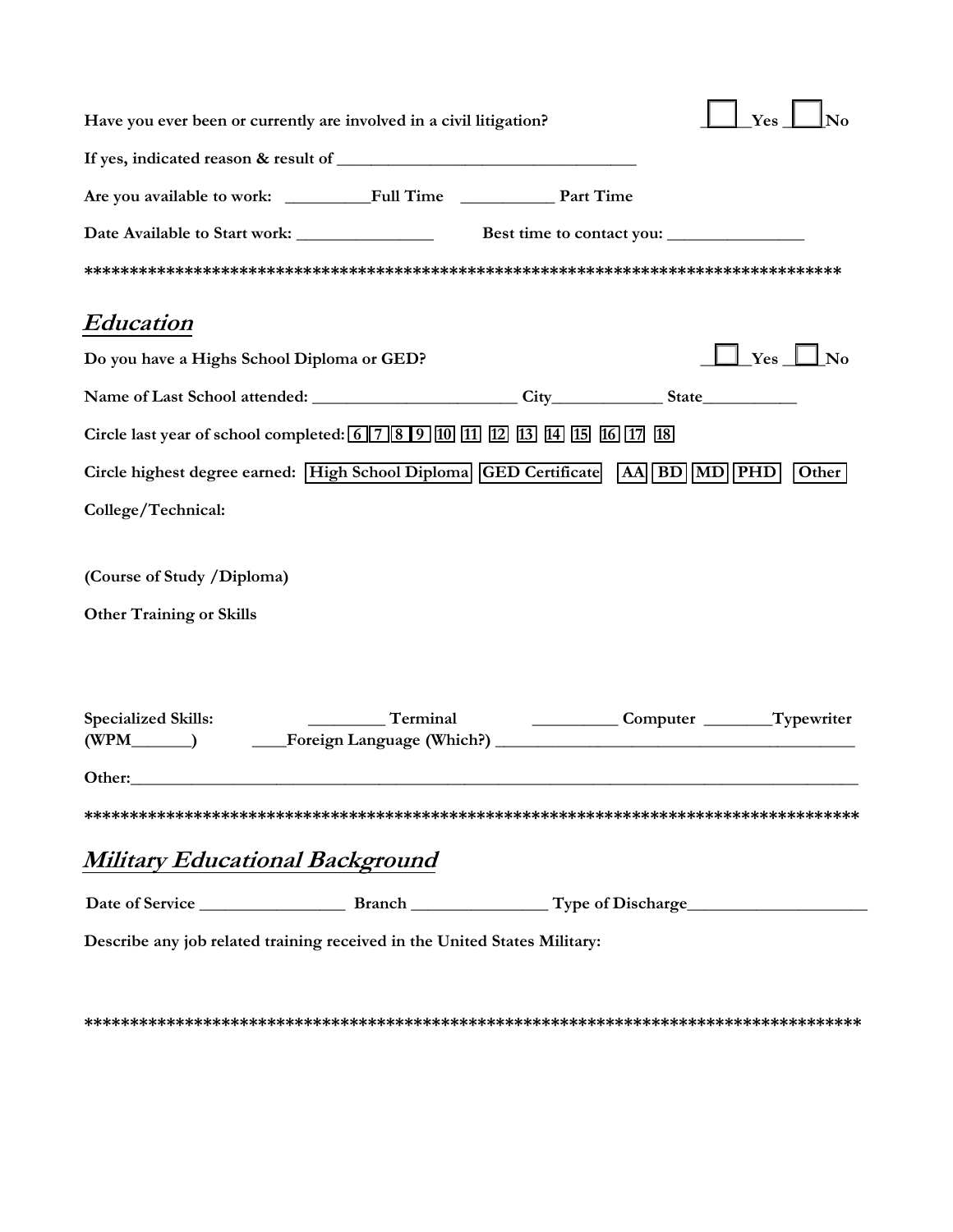**Have you ever been or currently are involved in a civil litigation?** ☐ Yes ☐ No

**If yes, indicated reason & result of** ___________________________________

**Are you available to work:** __________Full Time ___________ Part Time

**Date Available to Start work:** ________________ **Best time to contact you:** ________________

****************************************************************************************

## *Education*

**Do you have a Highs School Diploma or GED?** ☐ Yes ☐ No

**Name of Last School attended:** ________________________ **City**_____________ **State**___________

**Circle last year of school completed:** 6 7 8 9 10 11 12 13 14 15 16 17 18

**Circle highest degree earned:** High School Diploma | GED Certificate | AA | BD | MD | PHD | Other

**College/Technical:**

**(Course of Study /Diploma)**

**Other Training or Skills**

**Specialized Skills:** _________ Terminal __________ Computer ________Typewriter
**(WPM_______)** ____Foreign Language (Which?) ___________________________________________

**Other:**___________________________________________________________________________________

****************************************************************************************

## *Military Educational Background*

**Date of Service** _________________ **Branch** ________________ **Type of Discharge**_____________________

**Describe any job related training received in the United States Military:**

****************************************************************************************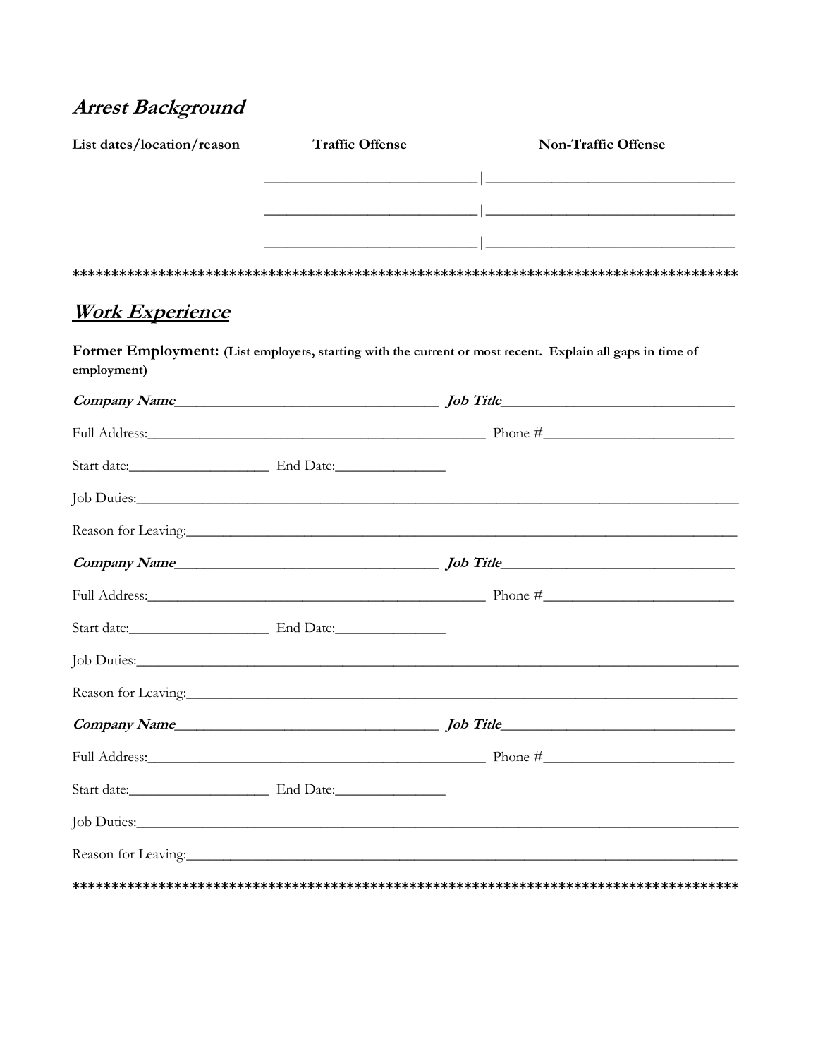## ***Arrest Background***

| List dates/location/reason | Traffic Offense | Non-Traffic Offense |
|---|---|---|
| | ___________________________ | ______________________________ |
| | ___________________________ | ______________________________ |
| | ___________________________ | ______________________________ |

************************************************************************************

## ***Work Experience***

**Former Employment: (List employers, starting with the current or most recent. Explain all gaps in time of employment)**

***Company Name***___________________________________ ***Job Title***_______________________________

Full Address:_______________________________________________ Phone #_________________________

Start date:__________________ End Date:______________

Job Duties:_______________________________________________________________________________

Reason for Leaving:_________________________________________________________________________

***Company Name***___________________________________ ***Job Title***_______________________________

Full Address:_______________________________________________ Phone #_________________________

Start date:__________________ End Date:______________

Job Duties:_______________________________________________________________________________

Reason for Leaving:_________________________________________________________________________

***Company Name***___________________________________ ***Job Title***_______________________________

Full Address:_______________________________________________ Phone #_________________________

Start date:__________________ End Date:______________

Job Duties:_______________________________________________________________________________

Reason for Leaving:_________________________________________________________________________

************************************************************************************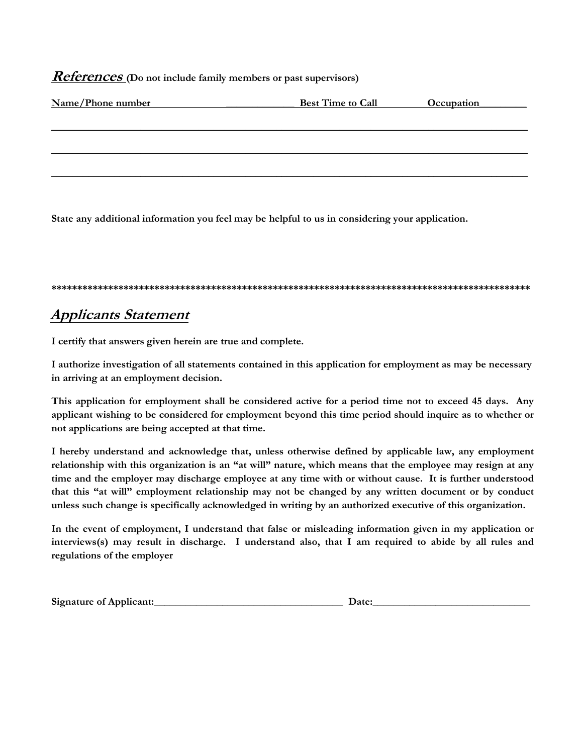## ***References*** **(Do not include family members or past supervisors)**

| Name/Phone number | | Best Time to Call | Occupation |
|---|---|---|---|
| | | | |
| | | | |
| | | | |

**State any additional information you feel may be helpful to us in considering your application.**

**************************************************************************************************

## ***Applicants Statement***

**I certify that answers given herein are true and complete.**

**I authorize investigation of all statements contained in this application for employment as may be necessary in arriving at an employment decision.**

**This application for employment shall be considered active for a period time not to exceed 45 days. Any applicant wishing to be considered for employment beyond this time period should inquire as to whether or not applications are being accepted at that time.**

**I hereby understand and acknowledge that, unless otherwise defined by applicable law, any employment relationship with this organization is an "at will" nature, which means that the employee may resign at any time and the employer may discharge employee at any time with or without cause. It is further understood that this "at will" employment relationship may not be changed by any written document or by conduct unless such change is specifically acknowledged in writing by an authorized executive of this organization.**

**In the event of employment, I understand that false or misleading information given in my application or interviews(s) may result in discharge. I understand also, that I am required to abide by all rules and regulations of the employer**

**Signature of Applicant:___________________________________ Date:_____________________________**